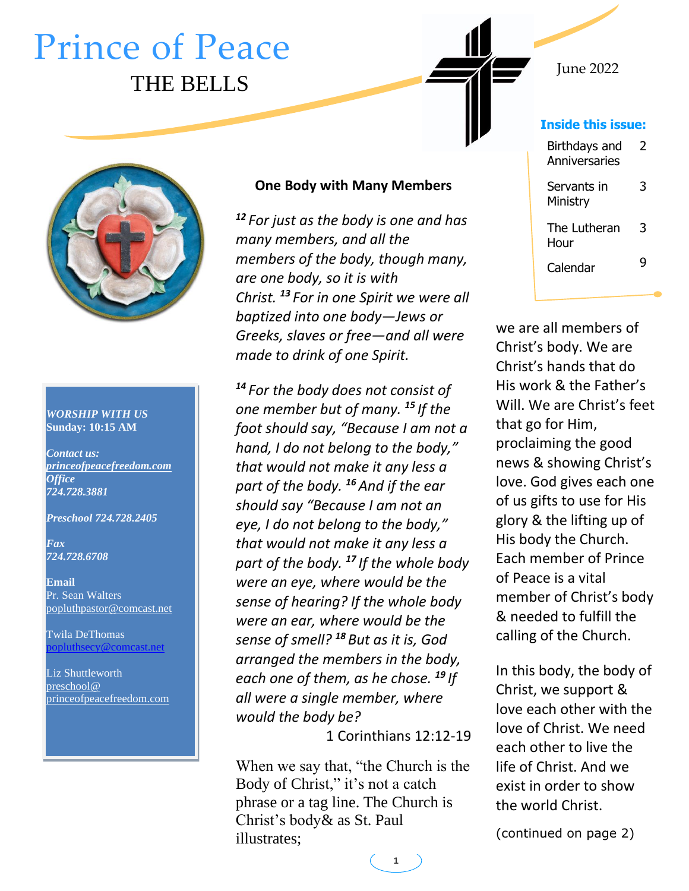# Prince of Peace

## THE BELLS

June 2022

**Inside this issue:**

| | |
|---|---|
| Birthdays and Anniversaries | 2 |
| Servants in Ministry | 3 |
| The Lutheran Hour | 3 |
| Calendar | 9 |

***WORSHIP WITH US***
**Sunday: 10:15 AM**

***Contact us:***
***princeofpeacefreedom.com***
***Office***
***724.728.3881***

***Preschool 724.728.2405***

***Fax***
***724.728.6708***

**Email**
Pr. Sean Walters
popluthpastor@comcast.net

Twila DeThomas
popluthsecy@comcast.net

Liz Shuttleworth
preschool@
princeofpeacefreedom.com

### One Body with Many Members

*[12] For just as the body is one and has many members, and all the members of the body, though many, are one body, so it is with Christ. [13] For in one Spirit we were all baptized into one body—Jews or Greeks, slaves or free—and all were made to drink of one Spirit.*

*[14] For the body does not consist of one member but of many. [15] If the foot should say, "Because I am not a hand, I do not belong to the body," that would not make it any less a part of the body. [16] And if the ear should say "Because I am not an eye, I do not belong to the body," that would not make it any less a part of the body. [17] If the whole body were an eye, where would be the sense of hearing? If the whole body were an ear, where would be the sense of smell? [18] But as it is, God arranged the members in the body, each one of them, as he chose. [19] If all were a single member, where would the body be?*

1 Corinthians 12:12-19

When we say that, "the Church is the Body of Christ," it's not a catch phrase or a tag line. The Church is Christ's body& as St. Paul illustrates; we are all members of Christ's body. We are Christ's hands that do His work & the Father's Will. We are Christ's feet that go for Him, proclaiming the good news & showing Christ's love. God gives each one of us gifts to use for His glory & the lifting up of His body the Church. Each member of Prince of Peace is a vital member of Christ's body & needed to fulfill the calling of the Church.

In this body, the body of Christ, we support & love each other with the love of Christ. We need each other to live the life of Christ. And we exist in order to show the world Christ.

(continued on page 2)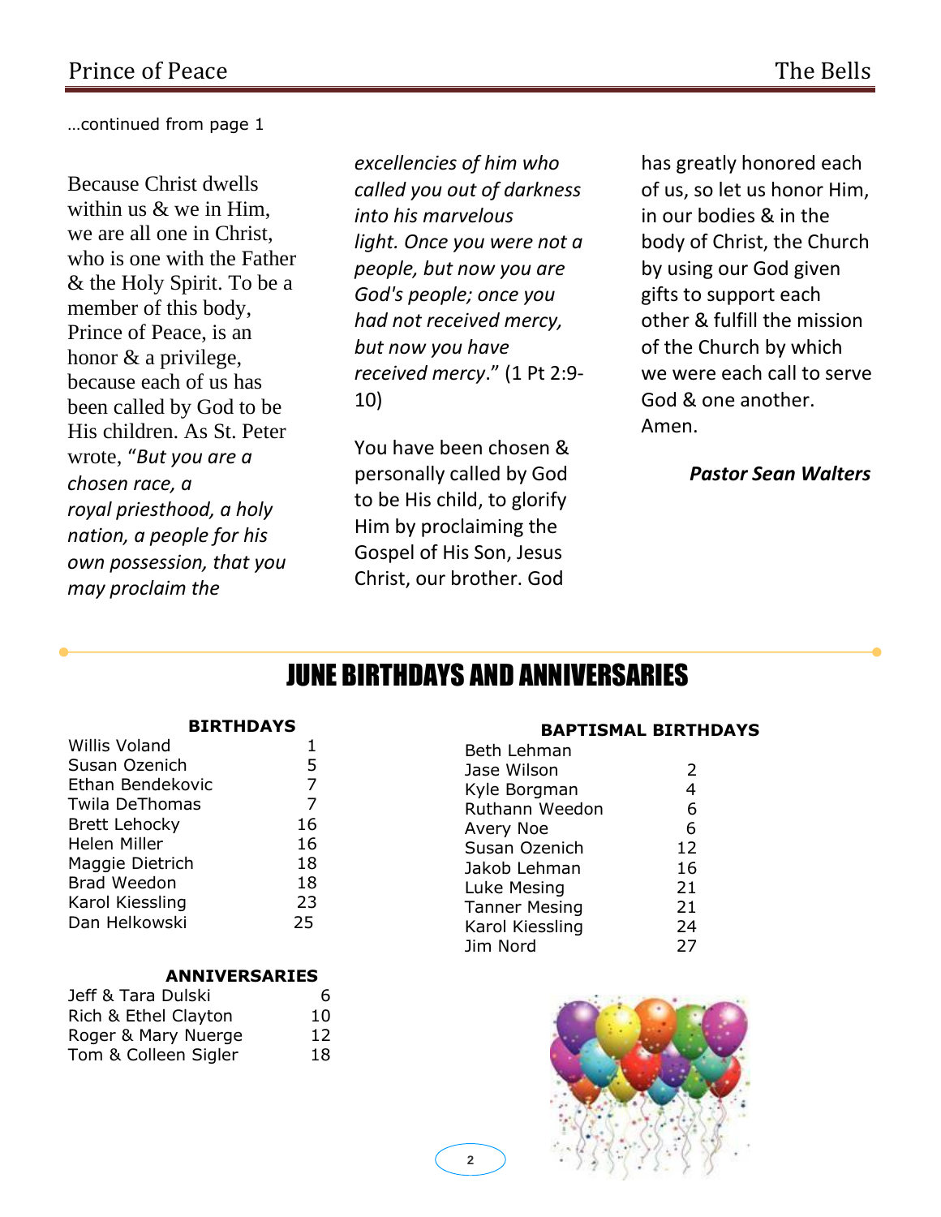…continued from page 1

Because Christ dwells within us & we in Him, we are all one in Christ, who is one with the Father & the Holy Spirit. To be a member of this body, Prince of Peace, is an honor & a privilege, because each of us has been called by God to be His children. As St. Peter wrote, "*But you are a chosen race, a royal priesthood, a holy nation, a people for his own possession, that you may proclaim the excellencies of him who called you out of darkness into his marvelous light. Once you were not a people, but now you are God's people; once you had not received mercy, but now you have received mercy*." (1 Pt 2:9-10)

You have been chosen & personally called by God to be His child, to glorify Him by proclaiming the Gospel of His Son, Jesus Christ, our brother. God has greatly honored each of us, so let us honor Him, in our bodies & in the body of Christ, the Church by using our God given gifts to support each other & fulfill the mission of the Church by which we were each call to serve God & one another. Amen.

***Pastor Sean Walters***

# JUNE BIRTHDAYS AND ANNIVERSARIES

**BIRTHDAYS**

| Name | Day |
|---|---|
| Willis Voland | 1 |
| Susan Ozenich | 5 |
| Ethan Bendekovic | 7 |
| Twila DeThomas | 7 |
| Brett Lehocky | 16 |
| Helen Miller | 16 |
| Maggie Dietrich | 18 |
| Brad Weedon | 18 |
| Karol Kiessling | 23 |
| Dan Helkowski | 25 |

**ANNIVERSARIES**

| Name | Day |
|---|---|
| Jeff & Tara Dulski | 6 |
| Rich & Ethel Clayton | 10 |
| Roger & Mary Nuerge | 12 |
| Tom & Colleen Sigler | 18 |

**BAPTISMAL BIRTHDAYS**

| Name | Day |
|---|---|
| Beth Lehman | |
| Jase Wilson | 2 |
| Kyle Borgman | 4 |
| Ruthann Weedon | 6 |
| Avery Noe | 6 |
| Susan Ozenich | 12 |
| Jakob Lehman | 16 |
| Luke Mesing | 21 |
| Tanner Mesing | 21 |
| Karol Kiessling | 24 |
| Jim Nord | 27 |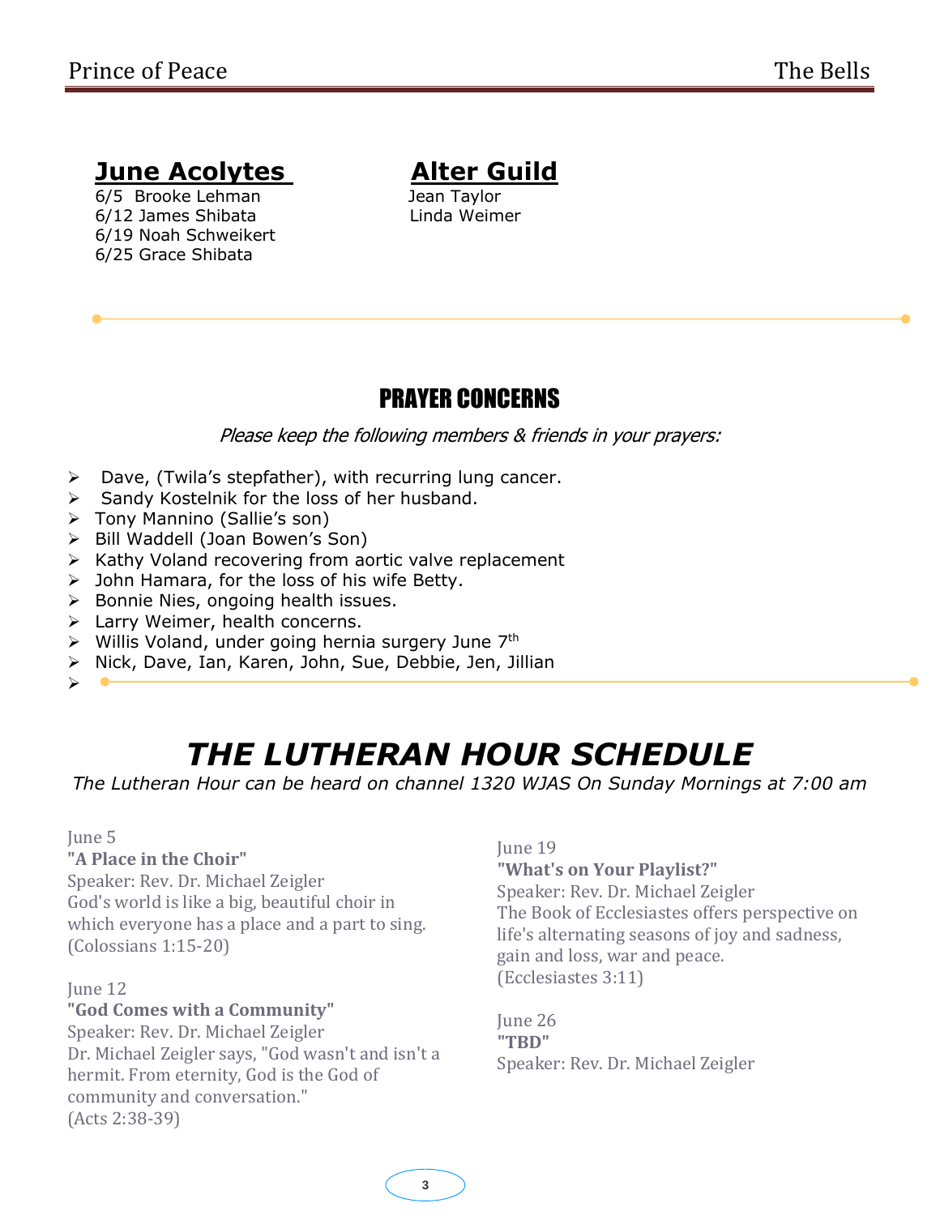## June Acolytes

6/5 Brooke Lehman
6/12 James Shibata
6/19 Noah Schweikert
6/25 Grace Shibata

## Alter Guild

Jean Taylor
Linda Weimer

## PRAYER CONCERNS

*Please keep the following members & friends in your prayers:*

- Dave, (Twila's stepfather), with recurring lung cancer.
- Sandy Kostelnik for the loss of her husband.
- Tony Mannino (Sallie's son)
- Bill Waddell (Joan Bowen's Son)
- Kathy Voland recovering from aortic valve replacement
- John Hamara, for the loss of his wife Betty.
- Bonnie Nies, ongoing health issues.
- Larry Weimer, health concerns.
- Willis Voland, under going hernia surgery June 7th
- Nick, Dave, Ian, Karen, John, Sue, Debbie, Jen, Jillian

# *THE LUTHERAN HOUR SCHEDULE*

*The Lutheran Hour can be heard on channel 1320 WJAS On Sunday Mornings at 7:00 am*

June 5
**"A Place in the Choir"**
Speaker: Rev. Dr. Michael Zeigler
God's world is like a big, beautiful choir in which everyone has a place and a part to sing. (Colossians 1:15-20)

June 12
**"God Comes with a Community"**
Speaker: Rev. Dr. Michael Zeigler
Dr. Michael Zeigler says, "God wasn't and isn't a hermit. From eternity, God is the God of community and conversation."
(Acts 2:38-39)

June 19
**"What's on Your Playlist?"**
Speaker: Rev. Dr. Michael Zeigler
The Book of Ecclesiastes offers perspective on life's alternating seasons of joy and sadness, gain and loss, war and peace.
(Ecclesiastes 3:11)

June 26
**"TBD"**
Speaker: Rev. Dr. Michael Zeigler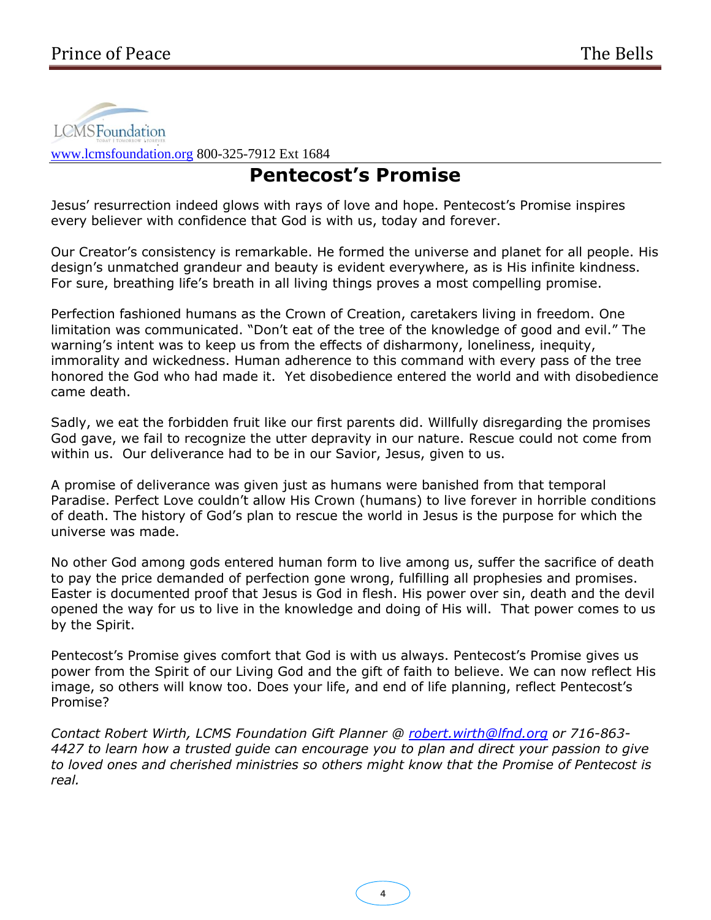LCMS Foundation

www.lcmsfoundation.org 800-325-7912 Ext 1684

# Pentecost's Promise

Jesus' resurrection indeed glows with rays of love and hope. Pentecost's Promise inspires every believer with confidence that God is with us, today and forever.

Our Creator's consistency is remarkable. He formed the universe and planet for all people. His design's unmatched grandeur and beauty is evident everywhere, as is His infinite kindness. For sure, breathing life's breath in all living things proves a most compelling promise.

Perfection fashioned humans as the Crown of Creation, caretakers living in freedom. One limitation was communicated. "Don't eat of the tree of the knowledge of good and evil." The warning's intent was to keep us from the effects of disharmony, loneliness, inequity, immorality and wickedness. Human adherence to this command with every pass of the tree honored the God who had made it. Yet disobedience entered the world and with disobedience came death.

Sadly, we eat the forbidden fruit like our first parents did. Willfully disregarding the promises God gave, we fail to recognize the utter depravity in our nature. Rescue could not come from within us. Our deliverance had to be in our Savior, Jesus, given to us.

A promise of deliverance was given just as humans were banished from that temporal Paradise. Perfect Love couldn't allow His Crown (humans) to live forever in horrible conditions of death. The history of God's plan to rescue the world in Jesus is the purpose for which the universe was made.

No other God among gods entered human form to live among us, suffer the sacrifice of death to pay the price demanded of perfection gone wrong, fulfilling all prophesies and promises. Easter is documented proof that Jesus is God in flesh. His power over sin, death and the devil opened the way for us to live in the knowledge and doing of His will. That power comes to us by the Spirit.

Pentecost's Promise gives comfort that God is with us always. Pentecost's Promise gives us power from the Spirit of our Living God and the gift of faith to believe. We can now reflect His image, so others will know too. Does your life, and end of life planning, reflect Pentecost's Promise?

*Contact Robert Wirth, LCMS Foundation Gift Planner @ robert.wirth@lfnd.org or 716-863-4427 to learn how a trusted guide can encourage you to plan and direct your passion to give to loved ones and cherished ministries so others might know that the Promise of Pentecost is real.*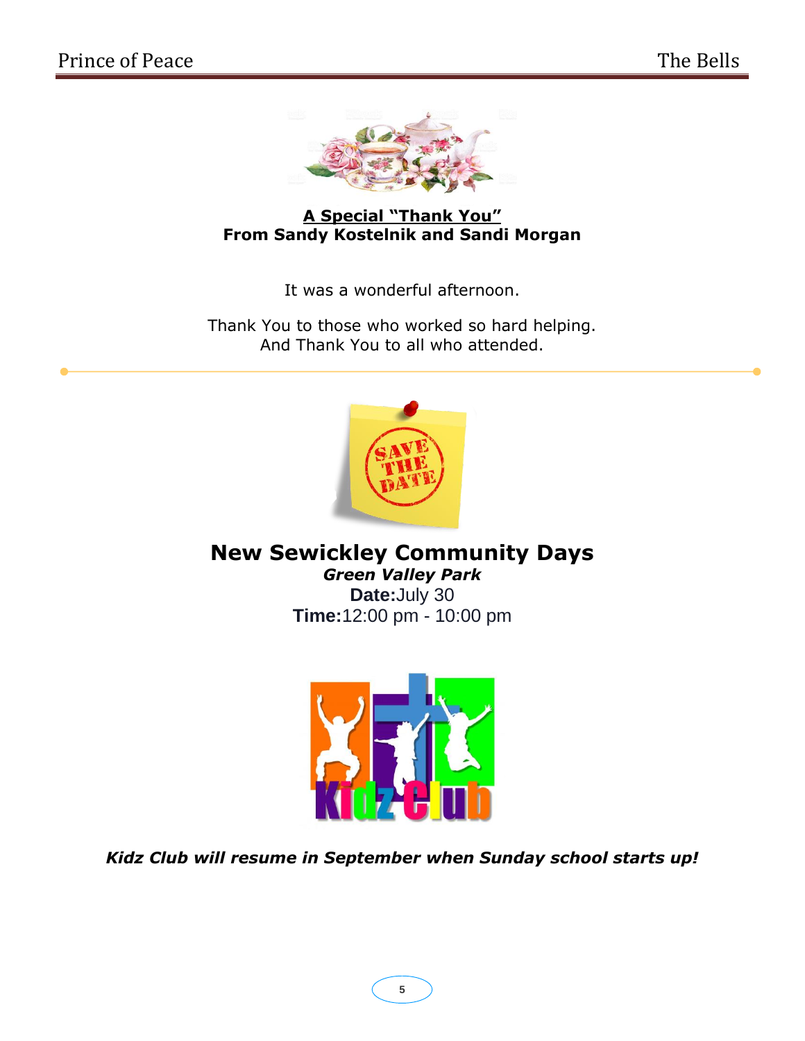**A Special "Thank You"**
**From Sandy Kostelnik and Sandi Morgan**

It was a wonderful afternoon.

Thank You to those who worked so hard helping.
And Thank You to all who attended.

---

## New Sewickley Community Days

***Green Valley Park***

**Date:** July 30

**Time:** 12:00 pm - 10:00 pm

***Kidz Club will resume in September when Sunday school starts up!***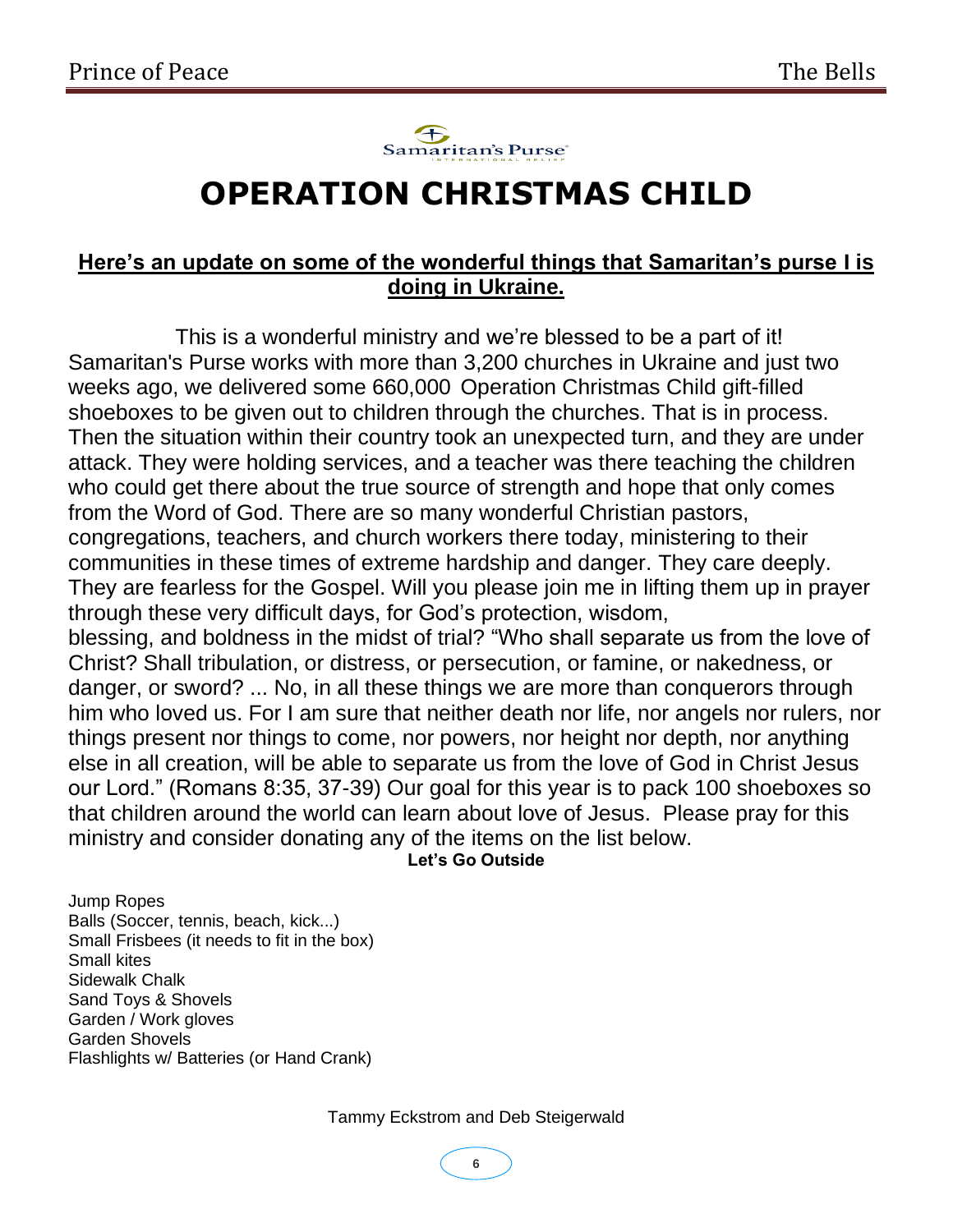Samaritan's Purse

# OPERATION CHRISTMAS CHILD

**Here's an update on some of the wonderful things that Samaritan's purse I is doing in Ukraine.**

This is a wonderful ministry and we're blessed to be a part of it! Samaritan's Purse works with more than 3,200 churches in Ukraine and just two weeks ago, we delivered some 660,000 Operation Christmas Child gift-filled shoeboxes to be given out to children through the churches. That is in process. Then the situation within their country took an unexpected turn, and they are under attack. They were holding services, and a teacher was there teaching the children who could get there about the true source of strength and hope that only comes from the Word of God. There are so many wonderful Christian pastors, congregations, teachers, and church workers there today, ministering to their communities in these times of extreme hardship and danger. They care deeply. They are fearless for the Gospel. Will you please join me in lifting them up in prayer through these very difficult days, for God's protection, wisdom, blessing, and boldness in the midst of trial? "Who shall separate us from the love of Christ? Shall tribulation, or distress, or persecution, or famine, or nakedness, or danger, or sword? ... No, in all these things we are more than conquerors through him who loved us. For I am sure that neither death nor life, nor angels nor rulers, nor things present nor things to come, nor powers, nor height nor depth, nor anything else in all creation, will be able to separate us from the love of God in Christ Jesus our Lord." (Romans 8:35, 37-39) Our goal for this year is to pack 100 shoeboxes so that children around the world can learn about love of Jesus. Please pray for this ministry and consider donating any of the items on the list below.

**Let's Go Outside**

Jump Ropes
Balls (Soccer, tennis, beach, kick...)
Small Frisbees (it needs to fit in the box)
Small kites
Sidewalk Chalk
Sand Toys & Shovels
Garden / Work gloves
Garden Shovels
Flashlights w/ Batteries (or Hand Crank)

Tammy Eckstrom and Deb Steigerwald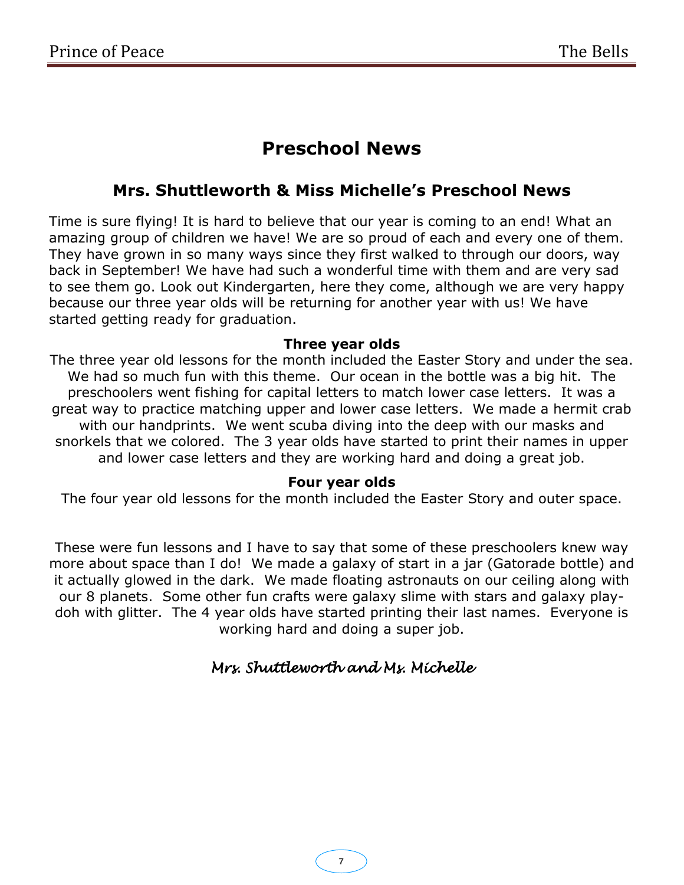# Preschool News

## Mrs. Shuttleworth & Miss Michelle's Preschool News

Time is sure flying! It is hard to believe that our year is coming to an end! What an amazing group of children we have! We are so proud of each and every one of them. They have grown in so many ways since they first walked to through our doors, way back in September! We have had such a wonderful time with them and are very sad to see them go. Look out Kindergarten, here they come, although we are very happy because our three year olds will be returning for another year with us! We have started getting ready for graduation.

**Three year olds**

The three year old lessons for the month included the Easter Story and under the sea. We had so much fun with this theme. Our ocean in the bottle was a big hit. The preschoolers went fishing for capital letters to match lower case letters. It was a great way to practice matching upper and lower case letters. We made a hermit crab with our handprints. We went scuba diving into the deep with our masks and snorkels that we colored. The 3 year olds have started to print their names in upper and lower case letters and they are working hard and doing a great job.

**Four year olds**

The four year old lessons for the month included the Easter Story and outer space.

These were fun lessons and I have to say that some of these preschoolers knew way more about space than I do! We made a galaxy of start in a jar (Gatorade bottle) and it actually glowed in the dark. We made floating astronauts on our ceiling along with our 8 planets. Some other fun crafts were galaxy slime with stars and galaxy play-doh with glitter. The 4 year olds have started printing their last names. Everyone is working hard and doing a super job.

*Mrs. Shuttleworth and Ms. Michelle*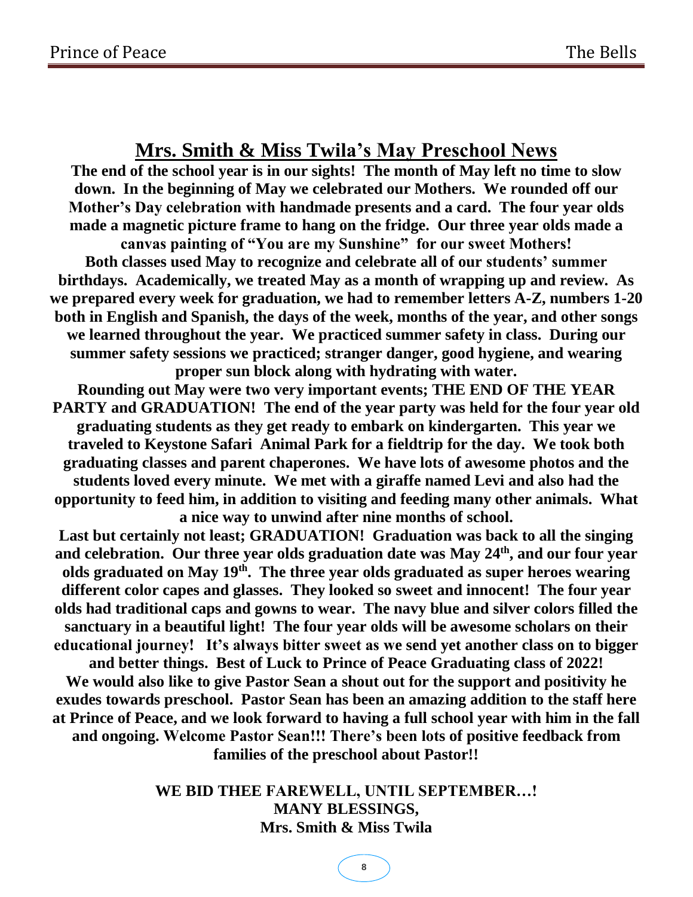## Mrs. Smith & Miss Twila's May Preschool News

**The end of the school year is in our sights! The month of May left no time to slow down. In the beginning of May we celebrated our Mothers. We rounded off our Mother's Day celebration with handmade presents and a card. The four year olds made a magnetic picture frame to hang on the fridge. Our three year olds made a canvas painting of "You are my Sunshine" for our sweet Mothers!**

**Both classes used May to recognize and celebrate all of our students' summer birthdays. Academically, we treated May as a month of wrapping up and review. As we prepared every week for graduation, we had to remember letters A-Z, numbers 1-20 both in English and Spanish, the days of the week, months of the year, and other songs we learned throughout the year. We practiced summer safety in class. During our summer safety sessions we practiced; stranger danger, good hygiene, and wearing proper sun block along with hydrating with water.**

**Rounding out May were two very important events; THE END OF THE YEAR PARTY and GRADUATION! The end of the year party was held for the four year old graduating students as they get ready to embark on kindergarten. This year we traveled to Keystone Safari Animal Park for a fieldtrip for the day. We took both graduating classes and parent chaperones. We have lots of awesome photos and the students loved every minute. We met with a giraffe named Levi and also had the opportunity to feed him, in addition to visiting and feeding many other animals. What a nice way to unwind after nine months of school.**

**Last but certainly not least; GRADUATION! Graduation was back to all the singing and celebration. Our three year olds graduation date was May 24th, and our four year olds graduated on May 19th. The three year olds graduated as super heroes wearing different color capes and glasses. They looked so sweet and innocent! The four year olds had traditional caps and gowns to wear. The navy blue and silver colors filled the sanctuary in a beautiful light! The four year olds will be awesome scholars on their educational journey! It's always bitter sweet as we send yet another class on to bigger and better things. Best of Luck to Prince of Peace Graduating class of 2022!**

**We would also like to give Pastor Sean a shout out for the support and positivity he exudes towards preschool. Pastor Sean has been an amazing addition to the staff here at Prince of Peace, and we look forward to having a full school year with him in the fall and ongoing. Welcome Pastor Sean!!! There's been lots of positive feedback from families of the preschool about Pastor!!**

**WE BID THEE FAREWELL, UNTIL SEPTEMBER…!**
**MANY BLESSINGS,**
**Mrs. Smith & Miss Twila**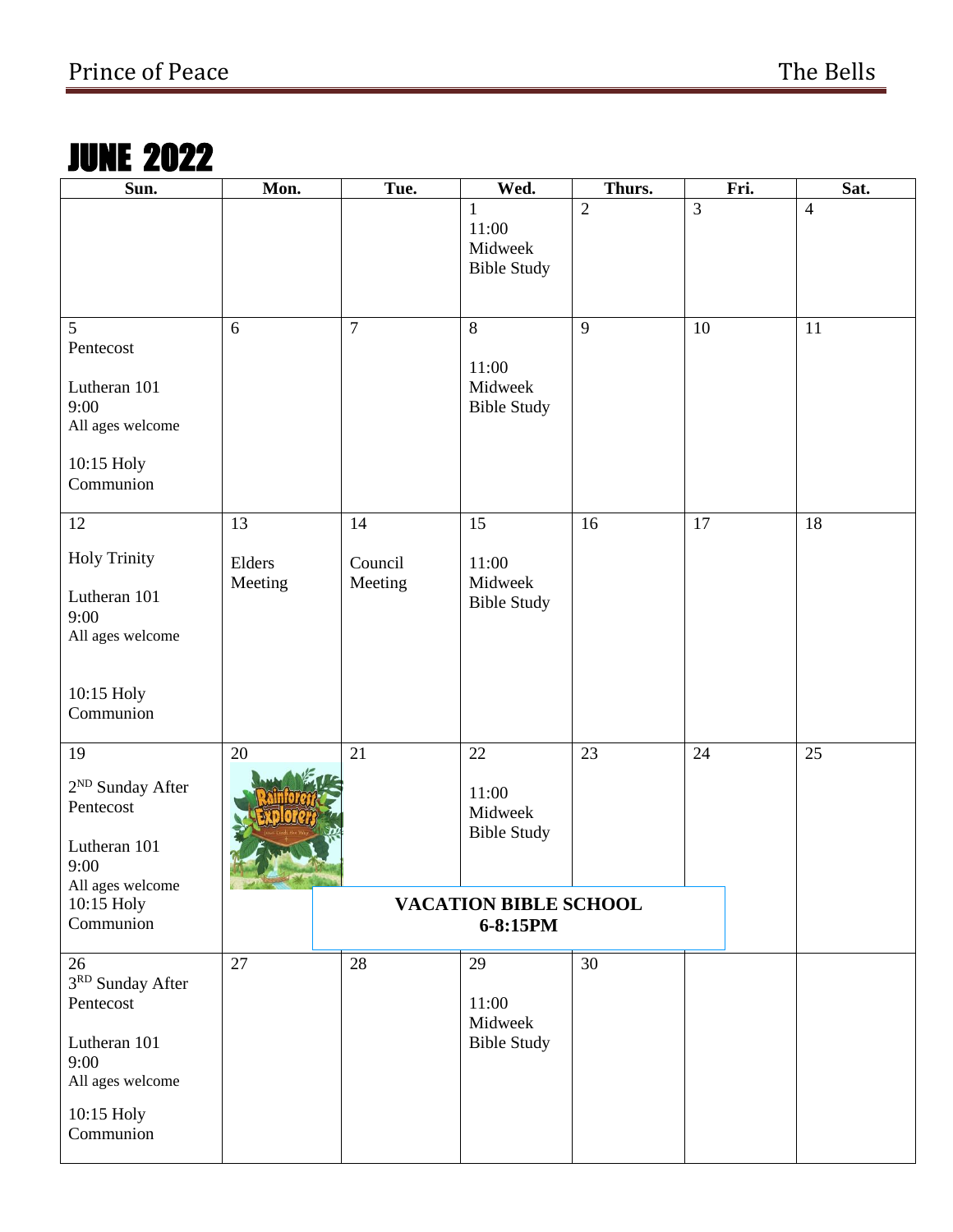# JUNE 2022

| Sun. | Mon. | Tue. | Wed. | Thurs. | Fri. | Sat. |
|---|---|---|---|---|---|---|
| | | | 1<br>11:00 Midweek Bible Study | 2 | 3 | 4 |
| 5<br>Pentecost<br><br>Lutheran 101<br>9:00<br>All ages welcome<br><br>10:15 Holy Communion | 6 | 7 | 8<br><br>11:00 Midweek Bible Study | 9 | 10 | 11 |
| 12<br><br>Holy Trinity<br><br>Lutheran 101<br>9:00<br>All ages welcome<br><br>10:15 Holy Communion | 13<br><br>Elders Meeting | 14<br><br>Council Meeting | 15<br><br>11:00 Midweek Bible Study | 16 | 17 | 18 |
| 19<br><br>2ND Sunday After Pentecost<br><br>Lutheran 101<br>9:00<br>All ages welcome<br>10:15 Holy Communion | 20<br>Rainforest Explorers | 21<br>**VACATION BIBLE SCHOOL 6-8:15PM** | 22<br><br>11:00 Midweek Bible Study<br>**VACATION BIBLE SCHOOL 6-8:15PM** | 23<br>**VACATION BIBLE SCHOOL 6-8:15PM** | 24 | 25 |
| 26<br>3RD Sunday After Pentecost<br><br>Lutheran 101<br>9:00<br>All ages welcome<br><br>10:15 Holy Communion | 27 | 28 | 29<br><br>11:00 Midweek Bible Study | 30 | | |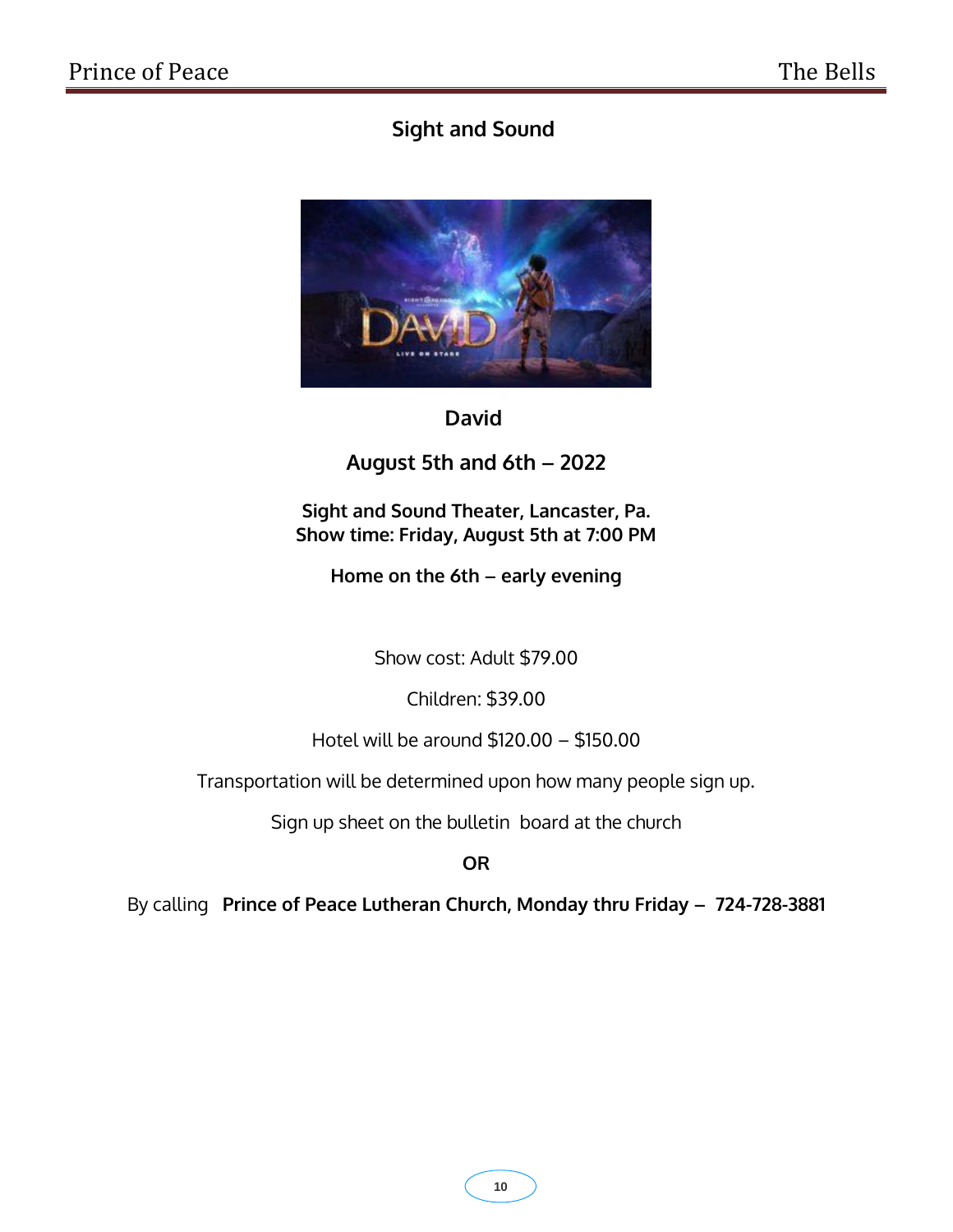## Sight and Sound

**David**

**August 5th and 6th – 2022**

**Sight and Sound Theater, Lancaster, Pa.**
**Show time: Friday, August 5th at 7:00 PM**

**Home on the 6th – early evening**

Show cost: Adult $79.00

Children: $39.00

Hotel will be around $120.00 – $150.00

Transportation will be determined upon how many people sign up.

Sign up sheet on the bulletin board at the church

**OR**

By calling **Prince of Peace Lutheran Church, Monday thru Friday – 724-728-3881**